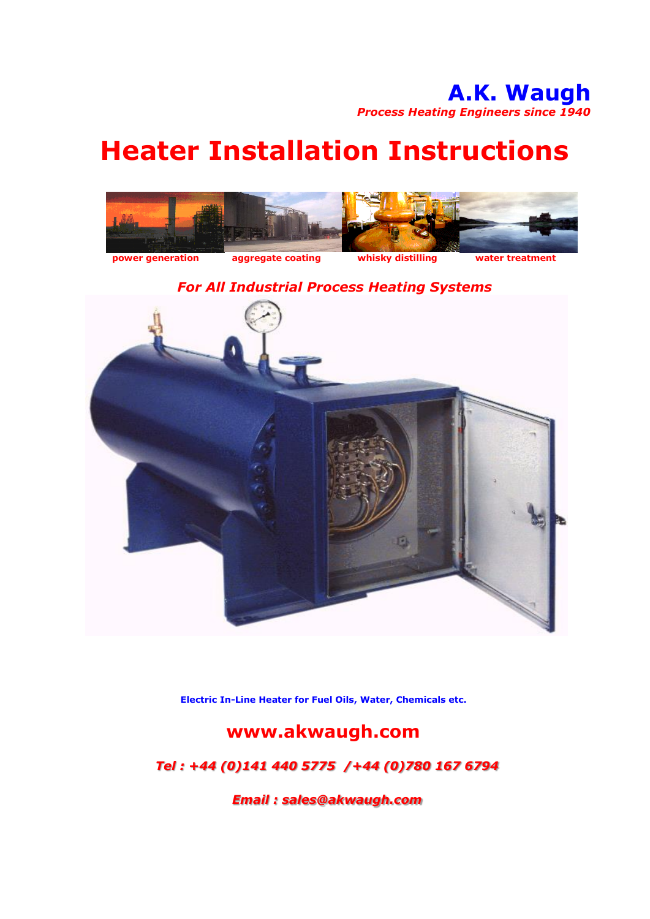# A.K. Waugh

*Process Heating Engineers since 1940*

# Heater Installation Instructions

power generation    aggregate coating    whisky distilling    water treatment

*For All Industrial Process Heating Systems*

**Electric In-Line Heater for Fuel Oils, Water, Chemicals etc.**

**www.akwaugh.com**

*Tel : +44 (0)141 440 5775 / +44 (0)780 167 6794*

*Email : sales@akwaugh.com*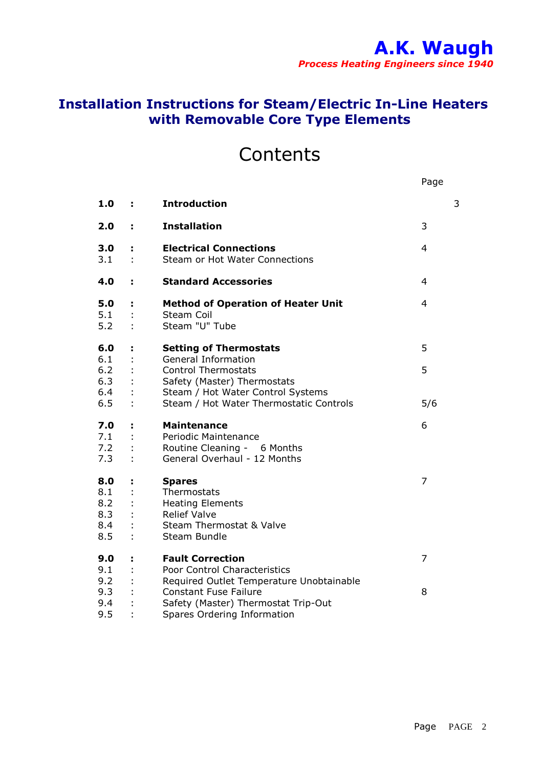**A.K. Waugh**
*Process Heating Engineers since 1940*

# Installation Instructions for Steam/Electric In-Line Heaters with Removable Core Type Elements

## Contents

| | | | Page |
|---|---|---|---|
| **1.0** | **:** | **Introduction** | 3 |
| **2.0** | **:** | **Installation** | 3 |
| **3.0** | **:** | **Electrical Connections** | 4 |
| 3.1 | : | Steam or Hot Water Connections | |
| **4.0** | **:** | **Standard Accessories** | 4 |
| **5.0** | **:** | **Method of Operation of Heater Unit** | 4 |
| 5.1 | : | Steam Coil | |
| 5.2 | : | Steam "U" Tube | |
| **6.0** | **:** | **Setting of Thermostats** | 5 |
| 6.1 | : | General Information | |
| 6.2 | : | Control Thermostats | 5 |
| 6.3 | : | Safety (Master) Thermostats | |
| 6.4 | : | Steam / Hot Water Control Systems | |
| 6.5 | : | Steam / Hot Water Thermostatic Controls | 5/6 |
| **7.0** | **:** | **Maintenance** | 6 |
| 7.1 | : | Periodic Maintenance | |
| 7.2 | : | Routine Cleaning - 6 Months | |
| 7.3 | : | General Overhaul - 12 Months | |
| **8.0** | **:** | **Spares** | 7 |
| 8.1 | : | Thermostats | |
| 8.2 | : | Heating Elements | |
| 8.3 | : | Relief Valve | |
| 8.4 | : | Steam Thermostat & Valve | |
| 8.5 | : | Steam Bundle | |
| **9.0** | **:** | **Fault Correction** | 7 |
| 9.1 | : | Poor Control Characteristics | |
| 9.2 | : | Required Outlet Temperature Unobtainable | |
| 9.3 | : | Constant Fuse Failure | 8 |
| 9.4 | : | Safety (Master) Thermostat Trip-Out | |
| 9.5 | : | Spares Ordering Information | |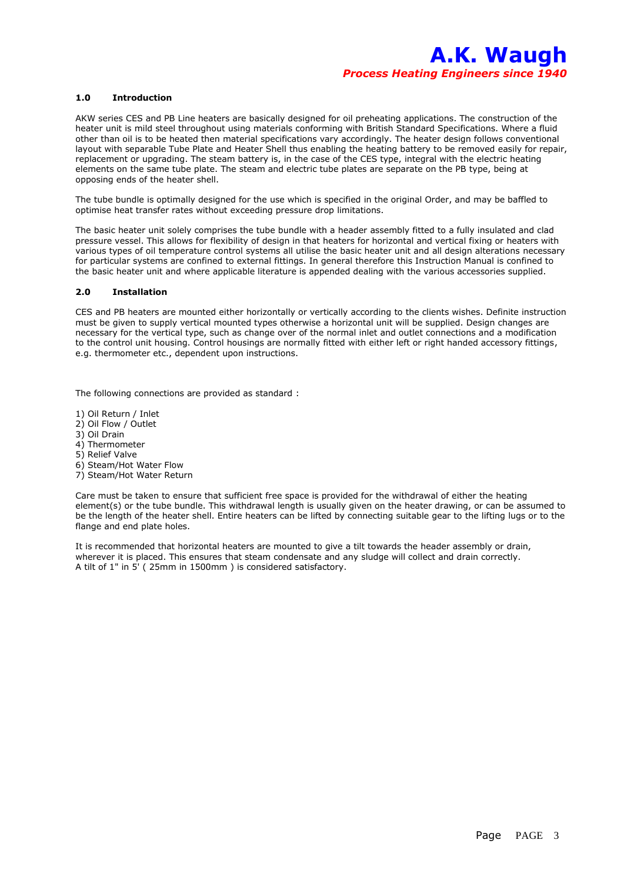# A.K. Waugh

*Process Heating Engineers since 1940*

## 1.0 Introduction

AKW series CES and PB Line heaters are basically designed for oil preheating applications. The construction of the heater unit is mild steel throughout using materials conforming with British Standard Specifications. Where a fluid other than oil is to be heated then material specifications vary accordingly. The heater design follows conventional layout with separable Tube Plate and Heater Shell thus enabling the heating battery to be removed easily for repair, replacement or upgrading. The steam battery is, in the case of the CES type, integral with the electric heating elements on the same tube plate. The steam and electric tube plates are separate on the PB type, being at opposing ends of the heater shell.

The tube bundle is optimally designed for the use which is specified in the original Order, and may be baffled to optimise heat transfer rates without exceeding pressure drop limitations.

The basic heater unit solely comprises the tube bundle with a header assembly fitted to a fully insulated and clad pressure vessel. This allows for flexibility of design in that heaters for horizontal and vertical fixing or heaters with various types of oil temperature control systems all utilise the basic heater unit and all design alterations necessary for particular systems are confined to external fittings. In general therefore this Instruction Manual is confined to the basic heater unit and where applicable literature is appended dealing with the various accessories supplied.

## 2.0 Installation

CES and PB heaters are mounted either horizontally or vertically according to the clients wishes. Definite instruction must be given to supply vertical mounted types otherwise a horizontal unit will be supplied. Design changes are necessary for the vertical type, such as change over of the normal inlet and outlet connections and a modification to the control unit housing. Control housings are normally fitted with either left or right handed accessory fittings, e.g. thermometer etc., dependent upon instructions.

The following connections are provided as standard :

1) Oil Return / Inlet
2) Oil Flow / Outlet
3) Oil Drain
4) Thermometer
5) Relief Valve
6) Steam/Hot Water Flow
7) Steam/Hot Water Return

Care must be taken to ensure that sufficient free space is provided for the withdrawal of either the heating element(s) or the tube bundle. This withdrawal length is usually given on the heater drawing, or can be assumed to be the length of the heater shell. Entire heaters can be lifted by connecting suitable gear to the lifting lugs or to the flange and end plate holes.

It is recommended that horizontal heaters are mounted to give a tilt towards the header assembly or drain, wherever it is placed. This ensures that steam condensate and any sludge will collect and drain correctly. A tilt of 1" in 5' ( 25mm in 1500mm ) is considered satisfactory.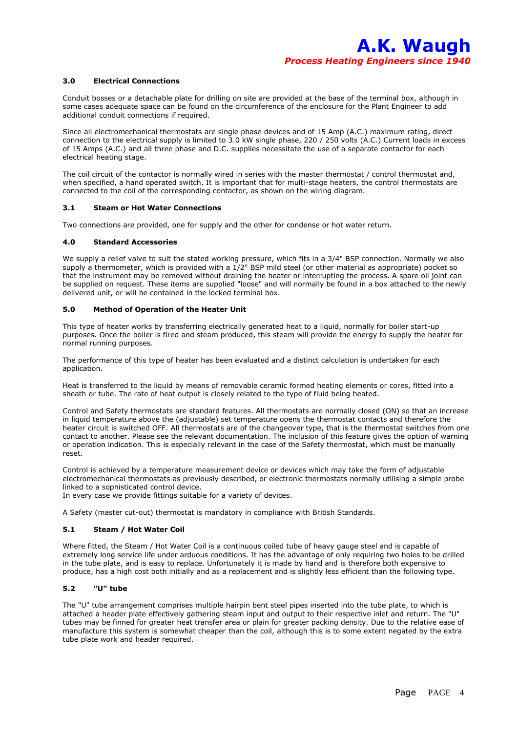### 3.0 Electrical Connections

Conduit bosses or a detachable plate for drilling on site are provided at the base of the terminal box, although in some cases adequate space can be found on the circumference of the enclosure for the Plant Engineer to add additional conduit connections if required.

Since all electromechanical thermostats are single phase devices and of 15 Amp (A.C.) maximum rating, direct connection to the electrical supply is limited to 3.0 kW single phase, 220 / 250 volts (A.C.) Current loads in excess of 15 Amps (A.C.) and all three phase and D.C. supplies necessitate the use of a separate contactor for each electrical heating stage.

The coil circuit of the contactor is normally wired in series with the master thermostat / control thermostat and, when specified, a hand operated switch. It is important that for multi-stage heaters, the control thermostats are connected to the coil of the corresponding contactor, as shown on the wiring diagram.

### 3.1 Steam or Hot Water Connections

Two connections are provided, one for supply and the other for condense or hot water return.

### 4.0 Standard Accessories

We supply a relief valve to suit the stated working pressure, which fits in a 3/4" BSP connection. Normally we also supply a thermometer, which is provided with a 1/2" BSP mild steel (or other material as appropriate) pocket so that the instrument may be removed without draining the heater or interrupting the process. A spare oil joint can be supplied on request. These items are supplied "loose" and will normally be found in a box attached to the newly delivered unit, or will be contained in the locked terminal box.

### 5.0 Method of Operation of the Heater Unit

This type of heater works by transferring electrically generated heat to a liquid, normally for boiler start-up purposes. Once the boiler is fired and steam produced, this steam will provide the energy to supply the heater for normal running purposes.

The performance of this type of heater has been evaluated and a distinct calculation is undertaken for each application.

Heat is transferred to the liquid by means of removable ceramic formed heating elements or cores, fitted into a sheath or tube. The rate of heat output is closely related to the type of fluid being heated.

Control and Safety thermostats are standard features. All thermostats are normally closed (ON) so that an increase in liquid temperature above the (adjustable) set temperature opens the thermostat contacts and therefore the heater circuit is switched OFF. All thermostats are of the changeover type, that is the thermostat switches from one contact to another. Please see the relevant documentation. The inclusion of this feature gives the option of warning or operation indication. This is especially relevant in the case of the Safety thermostat, which must be manually reset.

Control is achieved by a temperature measurement device or devices which may take the form of adjustable electromechanical thermostats as previously described, or electronic thermostats normally utilising a simple probe linked to a sophisticated control device.
In every case we provide fittings suitable for a variety of devices.

A Safety (master cut-out) thermostat is mandatory in compliance with British Standards.

### 5.1 Steam / Hot Water Coil

Where fitted, the Steam / Hot Water Coil is a continuous coiled tube of heavy gauge steel and is capable of extremely long service life under arduous conditions. It has the advantage of only requiring two holes to be drilled in the tube plate, and is easy to replace. Unfortunately it is made by hand and is therefore both expensive to produce, has a high cost both initially and as a replacement and is slightly less efficient than the following type.

### 5.2 "U" tube

The "U" tube arrangement comprises multiple hairpin bent steel pipes inserted into the tube plate, to which is attached a header plate effectively gathering steam input and output to their respective inlet and return. The "U" tubes may be finned for greater heat transfer area or plain for greater packing density. Due to the relative ease of manufacture this system is somewhat cheaper than the coil, although this is to some extent negated by the extra tube plate work and header required.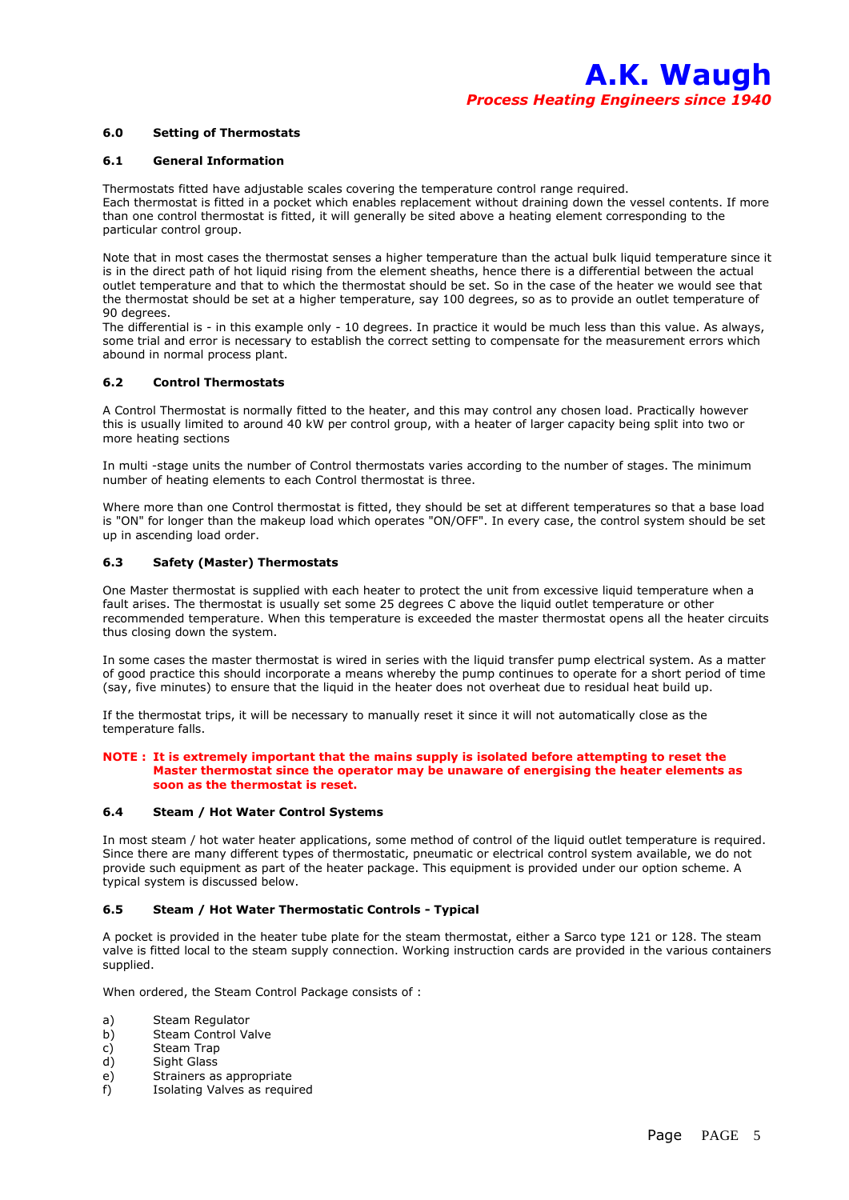## 6.0 Setting of Thermostats

### 6.1 General Information

Thermostats fitted have adjustable scales covering the temperature control range required.
Each thermostat is fitted in a pocket which enables replacement without draining down the vessel contents. If more than one control thermostat is fitted, it will generally be sited above a heating element corresponding to the particular control group.

Note that in most cases the thermostat senses a higher temperature than the actual bulk liquid temperature since it is in the direct path of hot liquid rising from the element sheaths, hence there is a differential between the actual outlet temperature and that to which the thermostat should be set. So in the case of the heater we would see that the thermostat should be set at a higher temperature, say 100 degrees, so as to provide an outlet temperature of 90 degrees.
The differential is - in this example only - 10 degrees. In practice it would be much less than this value. As always, some trial and error is necessary to establish the correct setting to compensate for the measurement errors which abound in normal process plant.

### 6.2 Control Thermostats

A Control Thermostat is normally fitted to the heater, and this may control any chosen load. Practically however this is usually limited to around 40 kW per control group, with a heater of larger capacity being split into two or more heating sections

In multi -stage units the number of Control thermostats varies according to the number of stages. The minimum number of heating elements to each Control thermostat is three.

Where more than one Control thermostat is fitted, they should be set at different temperatures so that a base load is "ON" for longer than the makeup load which operates "ON/OFF". In every case, the control system should be set up in ascending load order.

### 6.3 Safety (Master) Thermostats

One Master thermostat is supplied with each heater to protect the unit from excessive liquid temperature when a fault arises. The thermostat is usually set some 25 degrees C above the liquid outlet temperature or other recommended temperature. When this temperature is exceeded the master thermostat opens all the heater circuits thus closing down the system.

In some cases the master thermostat is wired in series with the liquid transfer pump electrical system. As a matter of good practice this should incorporate a means whereby the pump continues to operate for a short period of time (say, five minutes) to ensure that the liquid in the heater does not overheat due to residual heat build up.

If the thermostat trips, it will be necessary to manually reset it since it will not automatically close as the temperature falls.

**NOTE : It is extremely important that the mains supply is isolated before attempting to reset the Master thermostat since the operator may be unaware of energising the heater elements as soon as the thermostat is reset.**

### 6.4 Steam / Hot Water Control Systems

In most steam / hot water heater applications, some method of control of the liquid outlet temperature is required. Since there are many different types of thermostatic, pneumatic or electrical control system available, we do not provide such equipment as part of the heater package. This equipment is provided under our option scheme. A typical system is discussed below.

### 6.5 Steam / Hot Water Thermostatic Controls - Typical

A pocket is provided in the heater tube plate for the steam thermostat, either a Sarco type 121 or 128. The steam valve is fitted local to the steam supply connection. Working instruction cards are provided in the various containers supplied.

When ordered, the Steam Control Package consists of :

a) Steam Regulator
b) Steam Control Valve
c) Steam Trap
d) Sight Glass
e) Strainers as appropriate
f) Isolating Valves as required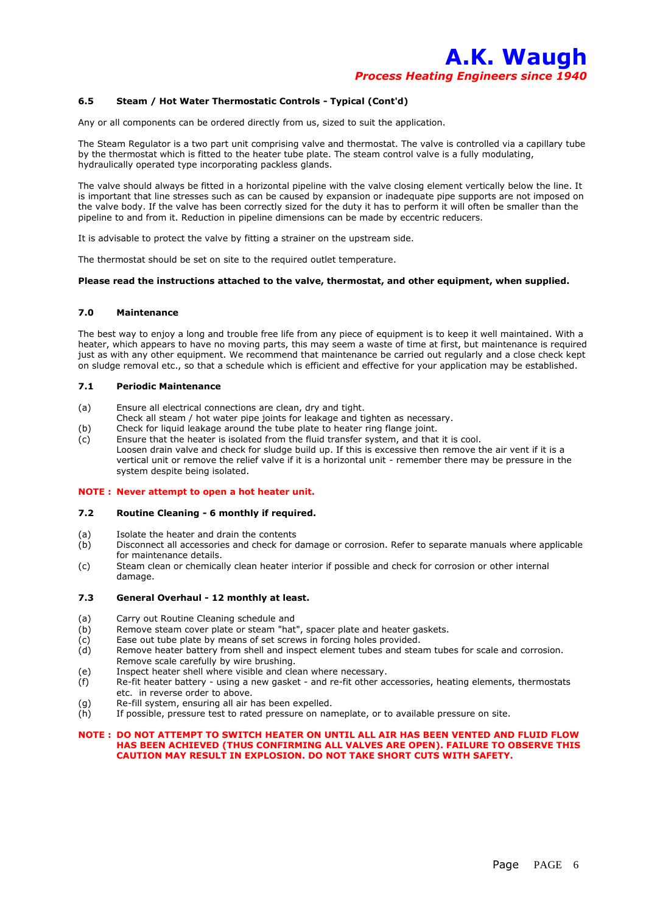### 6.5 Steam / Hot Water Thermostatic Controls - Typical (Cont'd)

Any or all components can be ordered directly from us, sized to suit the application.

The Steam Regulator is a two part unit comprising valve and thermostat. The valve is controlled via a capillary tube by the thermostat which is fitted to the heater tube plate. The steam control valve is a fully modulating, hydraulically operated type incorporating packless glands.

The valve should always be fitted in a horizontal pipeline with the valve closing element vertically below the line. It is important that line stresses such as can be caused by expansion or inadequate pipe supports are not imposed on the valve body. If the valve has been correctly sized for the duty it has to perform it will often be smaller than the pipeline to and from it. Reduction in pipeline dimensions can be made by eccentric reducers.

It is advisable to protect the valve by fitting a strainer on the upstream side.

The thermostat should be set on site to the required outlet temperature.

**Please read the instructions attached to the valve, thermostat, and other equipment, when supplied.**

## 7.0 Maintenance

The best way to enjoy a long and trouble free life from any piece of equipment is to keep it well maintained. With a heater, which appears to have no moving parts, this may seem a waste of time at first, but maintenance is required just as with any other equipment. We recommend that maintenance be carried out regularly and a close check kept on sludge removal etc., so that a schedule which is efficient and effective for your application may be established.

### 7.1 Periodic Maintenance

(a) Ensure all electrical connections are clean, dry and tight.
Check all steam / hot water pipe joints for leakage and tighten as necessary.

(b) Check for liquid leakage around the tube plate to heater ring flange joint.

(c) Ensure that the heater is isolated from the fluid transfer system, and that it is cool.
Loosen drain valve and check for sludge build up. If this is excessive then remove the air vent if it is a vertical unit or remove the relief valve if it is a horizontal unit - remember there may be pressure in the system despite being isolated.

**NOTE : Never attempt to open a hot heater unit.**

### 7.2 Routine Cleaning - 6 monthly if required.

(a) Isolate the heater and drain the contents

(b) Disconnect all accessories and check for damage or corrosion. Refer to separate manuals where applicable for maintenance details.

(c) Steam clean or chemically clean heater interior if possible and check for corrosion or other internal damage.

### 7.3 General Overhaul - 12 monthly at least.

(a) Carry out Routine Cleaning schedule and

(b) Remove steam cover plate or steam "hat", spacer plate and heater gaskets.

(c) Ease out tube plate by means of set screws in forcing holes provided.

(d) Remove heater battery from shell and inspect element tubes and steam tubes for scale and corrosion. Remove scale carefully by wire brushing.

(e) Inspect heater shell where visible and clean where necessary.

(f) Re-fit heater battery - using a new gasket - and re-fit other accessories, heating elements, thermostats etc. in reverse order to above.

(g) Re-fill system, ensuring all air has been expelled.

(h) If possible, pressure test to rated pressure on nameplate, or to available pressure on site.

**NOTE : DO NOT ATTEMPT TO SWITCH HEATER ON UNTIL ALL AIR HAS BEEN VENTED AND FLUID FLOW HAS BEEN ACHIEVED (THUS CONFIRMING ALL VALVES ARE OPEN). FAILURE TO OBSERVE THIS CAUTION MAY RESULT IN EXPLOSION. DO NOT TAKE SHORT CUTS WITH SAFETY.**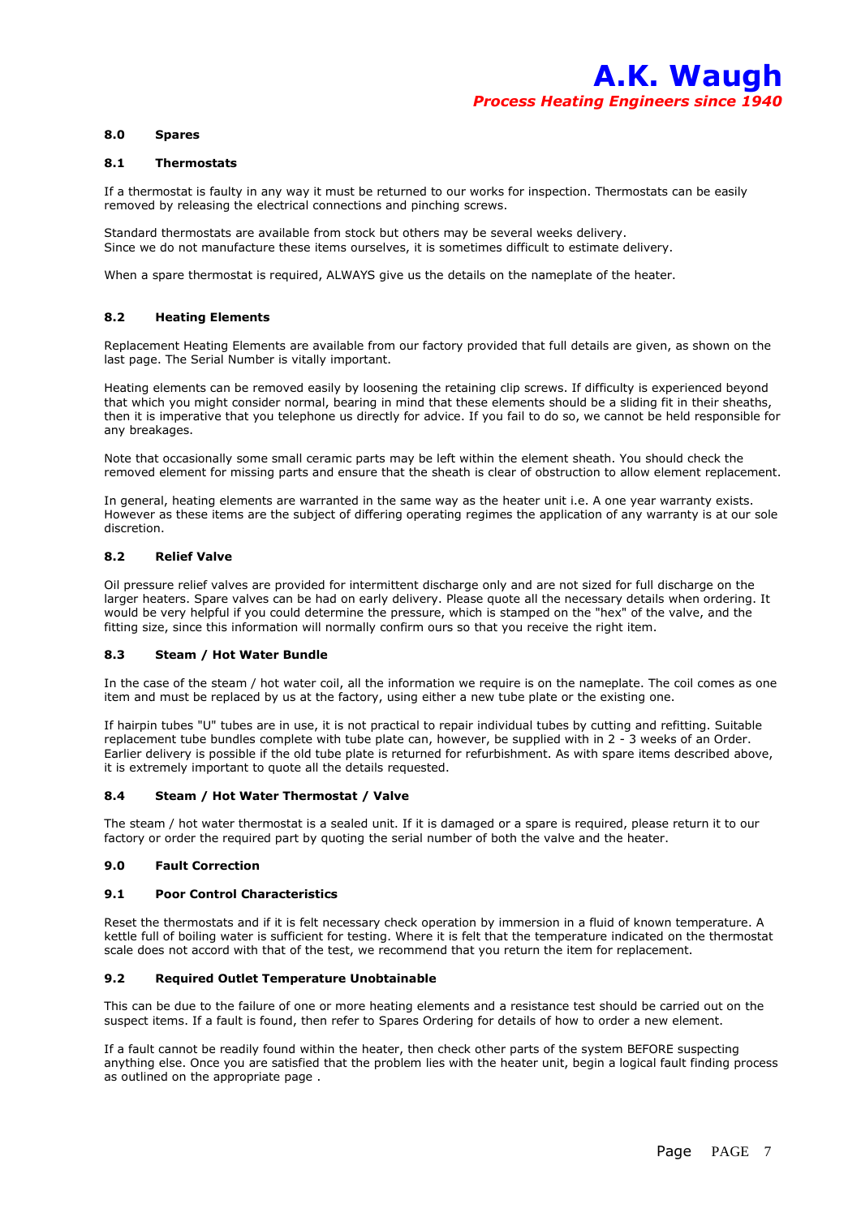## 8.0 Spares

### 8.1 Thermostats

If a thermostat is faulty in any way it must be returned to our works for inspection. Thermostats can be easily removed by releasing the electrical connections and pinching screws.

Standard thermostats are available from stock but others may be several weeks delivery.
Since we do not manufacture these items ourselves, it is sometimes difficult to estimate delivery.

When a spare thermostat is required, ALWAYS give us the details on the nameplate of the heater.

### 8.2 Heating Elements

Replacement Heating Elements are available from our factory provided that full details are given, as shown on the last page. The Serial Number is vitally important.

Heating elements can be removed easily by loosening the retaining clip screws. If difficulty is experienced beyond that which you might consider normal, bearing in mind that these elements should be a sliding fit in their sheaths, then it is imperative that you telephone us directly for advice. If you fail to do so, we cannot be held responsible for any breakages.

Note that occasionally some small ceramic parts may be left within the element sheath. You should check the removed element for missing parts and ensure that the sheath is clear of obstruction to allow element replacement.

In general, heating elements are warranted in the same way as the heater unit i.e. A one year warranty exists. However as these items are the subject of differing operating regimes the application of any warranty is at our sole discretion.

### 8.2 Relief Valve

Oil pressure relief valves are provided for intermittent discharge only and are not sized for full discharge on the larger heaters. Spare valves can be had on early delivery. Please quote all the necessary details when ordering. It would be very helpful if you could determine the pressure, which is stamped on the "hex" of the valve, and the fitting size, since this information will normally confirm ours so that you receive the right item.

### 8.3 Steam / Hot Water Bundle

In the case of the steam / hot water coil, all the information we require is on the nameplate. The coil comes as one item and must be replaced by us at the factory, using either a new tube plate or the existing one.

If hairpin tubes "U" tubes are in use, it is not practical to repair individual tubes by cutting and refitting. Suitable replacement tube bundles complete with tube plate can, however, be supplied with in 2 - 3 weeks of an Order. Earlier delivery is possible if the old tube plate is returned for refurbishment. As with spare items described above, it is extremely important to quote all the details requested.

### 8.4 Steam / Hot Water Thermostat / Valve

The steam / hot water thermostat is a sealed unit. If it is damaged or a spare is required, please return it to our factory or order the required part by quoting the serial number of both the valve and the heater.

## 9.0 Fault Correction

### 9.1 Poor Control Characteristics

Reset the thermostats and if it is felt necessary check operation by immersion in a fluid of known temperature. A kettle full of boiling water is sufficient for testing. Where it is felt that the temperature indicated on the thermostat scale does not accord with that of the test, we recommend that you return the item for replacement.

### 9.2 Required Outlet Temperature Unobtainable

This can be due to the failure of one or more heating elements and a resistance test should be carried out on the suspect items. If a fault is found, then refer to Spares Ordering for details of how to order a new element.

If a fault cannot be readily found within the heater, then check other parts of the system BEFORE suspecting anything else. Once you are satisfied that the problem lies with the heater unit, begin a logical fault finding process as outlined on the appropriate page .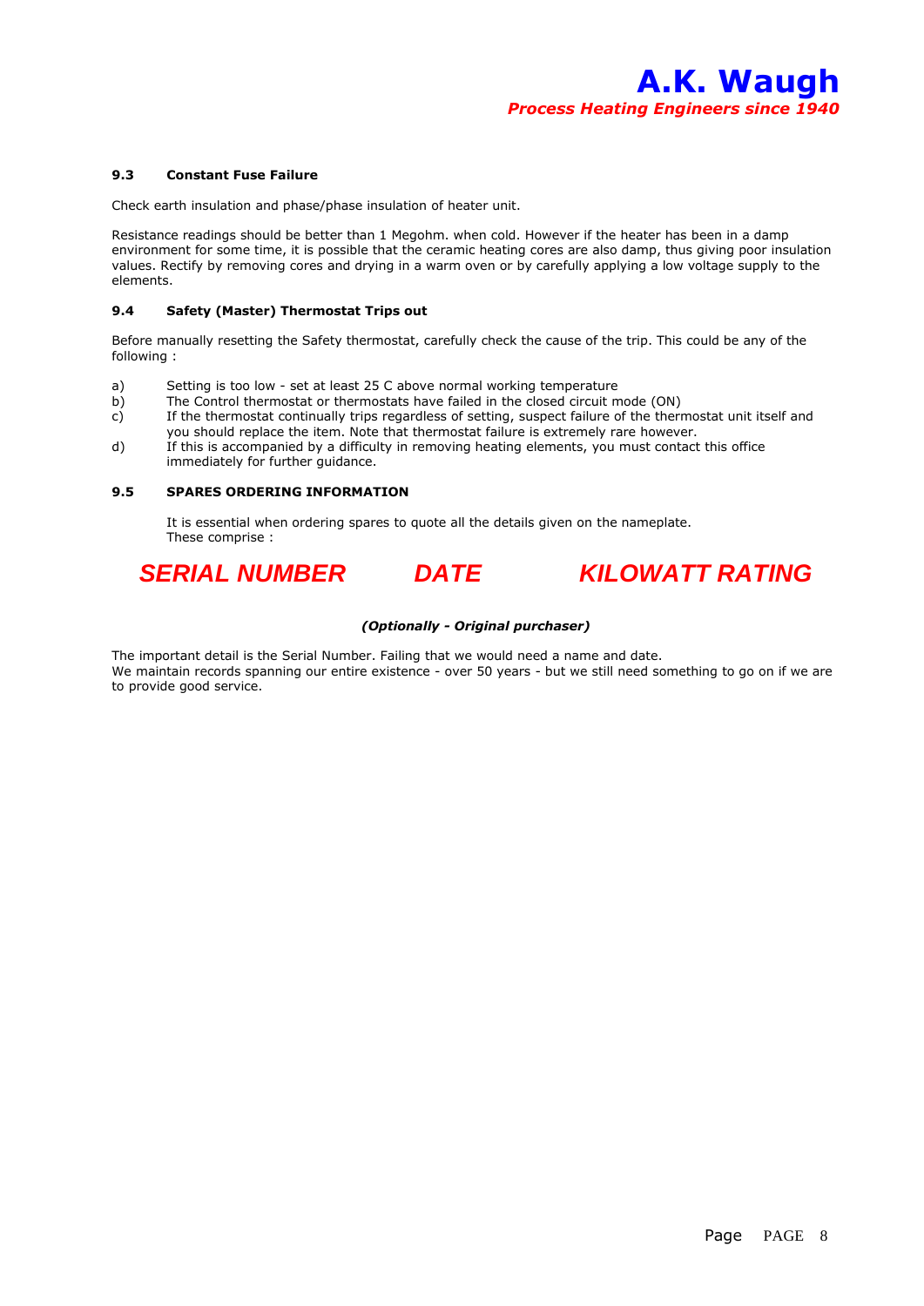### 9.3 Constant Fuse Failure

Check earth insulation and phase/phase insulation of heater unit.

Resistance readings should be better than 1 Megohm. when cold. However if the heater has been in a damp environment for some time, it is possible that the ceramic heating cores are also damp, thus giving poor insulation values. Rectify by removing cores and drying in a warm oven or by carefully applying a low voltage supply to the elements.

### 9.4 Safety (Master) Thermostat Trips out

Before manually resetting the Safety thermostat, carefully check the cause of the trip. This could be any of the following :

a) Setting is too low - set at least 25 C above normal working temperature
b) The Control thermostat or thermostats have failed in the closed circuit mode (ON)
c) If the thermostat continually trips regardless of setting, suspect failure of the thermostat unit itself and you should replace the item. Note that thermostat failure is extremely rare however.
d) If this is accompanied by a difficulty in removing heating elements, you must contact this office immediately for further guidance.

### 9.5 SPARES ORDERING INFORMATION

It is essential when ordering spares to quote all the details given on the nameplate. These comprise :

***SERIAL NUMBER*** ***DATE*** ***KILOWATT RATING***

***(Optionally - Original purchaser)***

The important detail is the Serial Number. Failing that we would need a name and date.
We maintain records spanning our entire existence - over 50 years - but we still need something to go on if we are to provide good service.